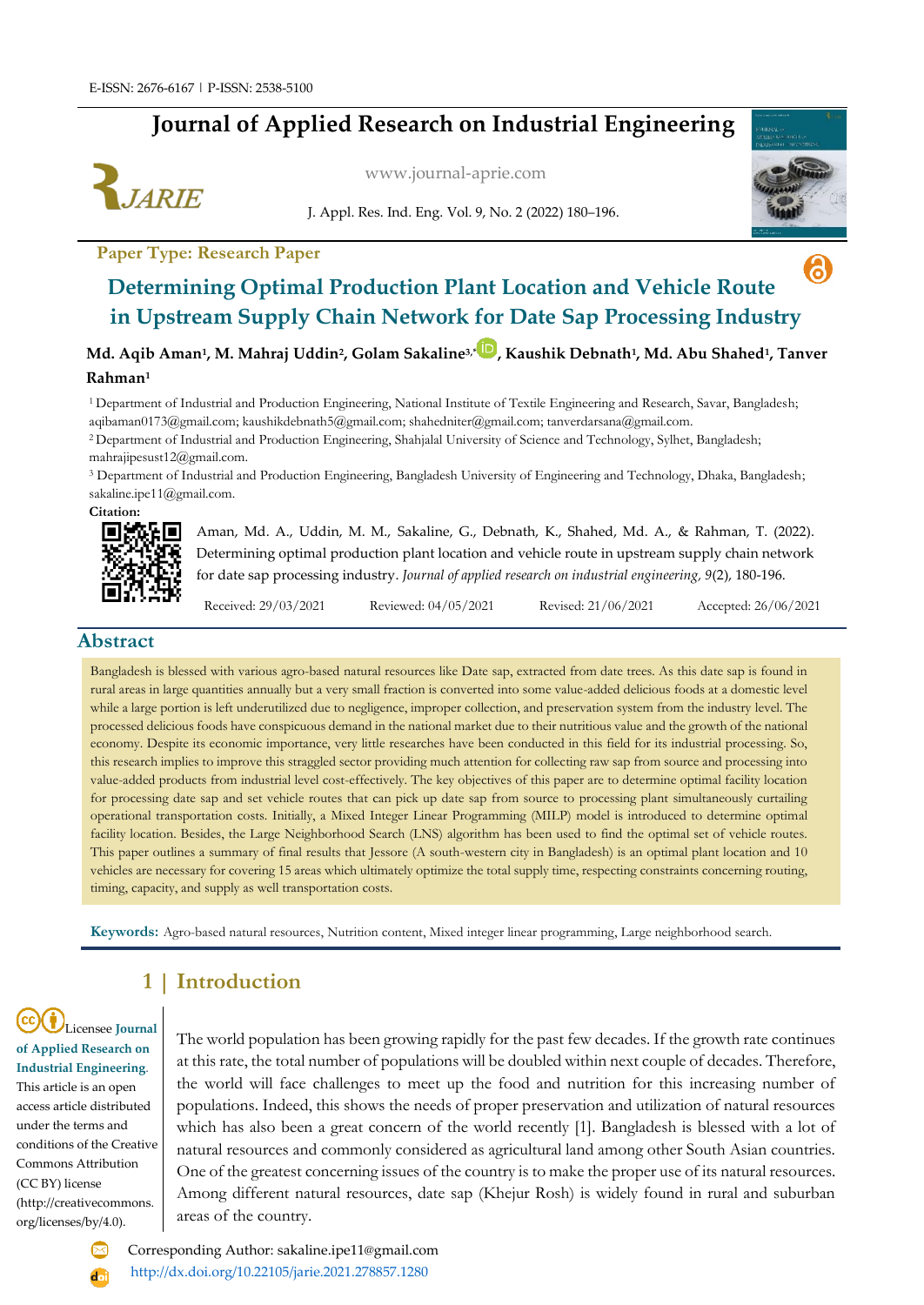E-ISSN: 2676-6167 | P-ISSN: 2538-5100

# Journal of Applied Research on Industrial Engineering

www.journal-aprie.com

J. Appl. Res. Ind. Eng. Vol. 9, No. 2 (2022) 180–196.

**Paper Type: Research Paper**

## Determining Optimal Production Plant Location and Vehicle Route in Upstream Supply Chain Network for Date Sap Processing Industry

**Md. Aqib Aman[1], M. Mahraj Uddin[2], Golam Sakaline[3,*], Kaushik Debnath[1], Md. Abu Shahed[1], Tanver Rahman[1]**

[1] Department of Industrial and Production Engineering, National Institute of Textile Engineering and Research, Savar, Bangladesh; aqibaman0173@gmail.com; kaushikdebnath5@gmail.com; shahedniter@gmail.com; tanverdarsana@gmail.com.

[2] Department of Industrial and Production Engineering, Shahjalal University of Science and Technology, Sylhet, Bangladesh; mahrajipesust12@gmail.com.

[3] Department of Industrial and Production Engineering, Bangladesh University of Engineering and Technology, Dhaka, Bangladesh; sakaline.ipe11@gmail.com.

**Citation:**

Aman, Md. A., Uddin, M. M., Sakaline, G., Debnath, K., Shahed, Md. A., & Rahman, T. (2022). Determining optimal production plant location and vehicle route in upstream supply chain network for date sap processing industry. *Journal of applied research on industrial engineering, 9*(2), 180-196.

Received: 29/03/2021 Reviewed: 04/05/2021 Revised: 21/06/2021 Accepted: 26/06/2021

## Abstract

Bangladesh is blessed with various agro-based natural resources like Date sap, extracted from date trees. As this date sap is found in rural areas in large quantities annually but a very small fraction is converted into some value-added delicious foods at a domestic level while a large portion is left underutilized due to negligence, improper collection, and preservation system from the industry level. The processed delicious foods have conspicuous demand in the national market due to their nutritious value and the growth of the national economy. Despite its economic importance, very little researches have been conducted in this field for its industrial processing. So, this research implies to improve this straggled sector providing much attention for collecting raw sap from source and processing into value-added products from industrial level cost-effectively. The key objectives of this paper are to determine optimal facility location for processing date sap and set vehicle routes that can pick up date sap from source to processing plant simultaneously curtailing operational transportation costs. Initially, a Mixed Integer Linear Programming (MILP) model is introduced to determine optimal facility location. Besides, the Large Neighborhood Search (LNS) algorithm has been used to find the optimal set of vehicle routes. This paper outlines a summary of final results that Jessore (A south-western city in Bangladesh) is an optimal plant location and 10 vehicles are necessary for covering 15 areas which ultimately optimize the total supply time, respecting constraints concerning routing, timing, capacity, and supply as well transportation costs.

**Keywords:** Agro-based natural resources, Nutrition content, Mixed integer linear programming, Large neighborhood search.

## 1 | Introduction

Licensee **Journal of Applied Research on Industrial Engineering**. This article is an open access article distributed under the terms and conditions of the Creative Commons Attribution (CC BY) license (http://creativecommons.org/licenses/by/4.0).

The world population has been growing rapidly for the past few decades. If the growth rate continues at this rate, the total number of populations will be doubled within next couple of decades. Therefore, the world will face challenges to meet up the food and nutrition for this increasing number of populations. Indeed, this shows the needs of proper preservation and utilization of natural resources which has also been a great concern of the world recently [1]. Bangladesh is blessed with a lot of natural resources and commonly considered as agricultural land among other South Asian countries. One of the greatest concerning issues of the country is to make the proper use of its natural resources. Among different natural resources, date sap (Khejur Rosh) is widely found in rural and suburban areas of the country.

Corresponding Author: sakaline.ipe11@gmail.com

http://dx.doi.org/10.22105/jarie.2021.278857.1280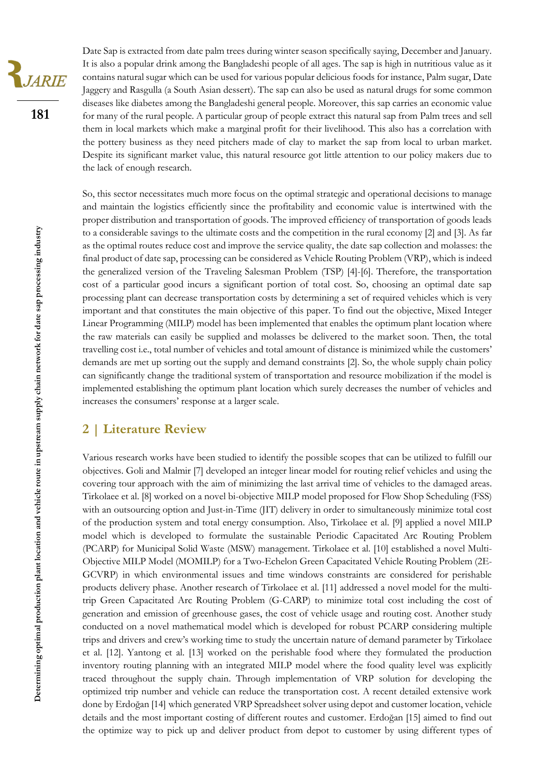Date Sap is extracted from date palm trees during winter season specifically saying, December and January. It is also a popular drink among the Bangladeshi people of all ages. The sap is high in nutritious value as it contains natural sugar which can be used for various popular delicious foods for instance, Palm sugar, Date Jaggery and Rasgulla (a South Asian dessert). The sap can also be used as natural drugs for some common diseases like diabetes among the Bangladeshi general people. Moreover, this sap carries an economic value for many of the rural people. A particular group of people extract this natural sap from Palm trees and sell them in local markets which make a marginal profit for their livelihood. This also has a correlation with the pottery business as they need pitchers made of clay to market the sap from local to urban market. Despite its significant market value, this natural resource got little attention to our policy makers due to the lack of enough research.

So, this sector necessitates much more focus on the optimal strategic and operational decisions to manage and maintain the logistics efficiently since the profitability and economic value is intertwined with the proper distribution and transportation of goods. The improved efficiency of transportation of goods leads to a considerable savings to the ultimate costs and the competition in the rural economy [2] and [3]. As far as the optimal routes reduce cost and improve the service quality, the date sap collection and molasses: the final product of date sap, processing can be considered as Vehicle Routing Problem (VRP), which is indeed the generalized version of the Traveling Salesman Problem (TSP) [4]-[6]. Therefore, the transportation cost of a particular good incurs a significant portion of total cost. So, choosing an optimal date sap processing plant can decrease transportation costs by determining a set of required vehicles which is very important and that constitutes the main objective of this paper. To find out the objective, Mixed Integer Linear Programming (MILP) model has been implemented that enables the optimum plant location where the raw materials can easily be supplied and molasses be delivered to the market soon. Then, the total travelling cost i.e., total number of vehicles and total amount of distance is minimized while the customers' demands are met up sorting out the supply and demand constraints [2]. So, the whole supply chain policy can significantly change the traditional system of transportation and resource mobilization if the model is implemented establishing the optimum plant location which surely decreases the number of vehicles and increases the consumers' response at a larger scale.

## 2 | Literature Review

Various research works have been studied to identify the possible scopes that can be utilized to fulfill our objectives. Goli and Malmir [7] developed an integer linear model for routing relief vehicles and using the covering tour approach with the aim of minimizing the last arrival time of vehicles to the damaged areas. Tirkolaee et al. [8] worked on a novel bi-objective MILP model proposed for Flow Shop Scheduling (FSS) with an outsourcing option and Just-in-Time (JIT) delivery in order to simultaneously minimize total cost of the production system and total energy consumption. Also, Tirkolaee et al. [9] applied a novel MILP model which is developed to formulate the sustainable Periodic Capacitated Arc Routing Problem (PCARP) for Municipal Solid Waste (MSW) management. Tirkolaee et al. [10] established a novel Multi-Objective MILP Model (MOMILP) for a Two-Echelon Green Capacitated Vehicle Routing Problem (2E-GCVRP) in which environmental issues and time windows constraints are considered for perishable products delivery phase. Another research of Tirkolaee et al. [11] addressed a novel model for the multi-trip Green Capacitated Arc Routing Problem (G-CARP) to minimize total cost including the cost of generation and emission of greenhouse gases, the cost of vehicle usage and routing cost. Another study conducted on a novel mathematical model which is developed for robust PCARP considering multiple trips and drivers and crew's working time to study the uncertain nature of demand parameter by Tirkolaee et al. [12]. Yantong et al. [13] worked on the perishable food where they formulated the production inventory routing planning with an integrated MILP model where the food quality level was explicitly traced throughout the supply chain. Through implementation of VRP solution for developing the optimized trip number and vehicle can reduce the transportation cost. A recent detailed extensive work done by Erdoğan [14] which generated VRP Spreadsheet solver using depot and customer location, vehicle details and the most important costing of different routes and customer. Erdoğan [15] aimed to find out the optimize way to pick up and deliver product from depot to customer by using different types of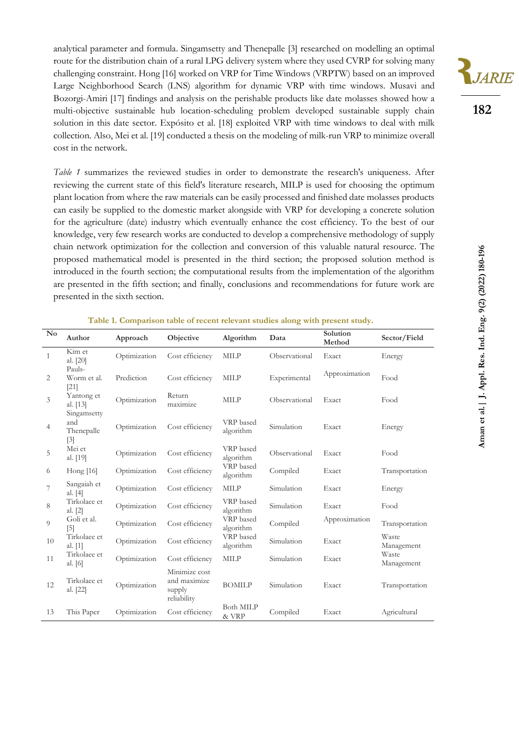analytical parameter and formula. Singamsetty and Thenepalle [3] researched on modelling an optimal route for the distribution chain of a rural LPG delivery system where they used CVRP for solving many challenging constraint. Hong [16] worked on VRP for Time Windows (VRPTW) based on an improved Large Neighborhood Search (LNS) algorithm for dynamic VRP with time windows. Musavi and Bozorgi-Amiri [17] findings and analysis on the perishable products like date molasses showed how a multi-objective sustainable hub location-scheduling problem developed sustainable supply chain solution in this date sector. Expósito et al. [18] exploited VRP with time windows to deal with milk collection. Also, Mei et al. [19] conducted a thesis on the modeling of milk-run VRP to minimize overall cost in the network.

*Table 1* summarizes the reviewed studies in order to demonstrate the research's uniqueness. After reviewing the current state of this field's literature research, MILP is used for choosing the optimum plant location from where the raw materials can be easily processed and finished date molasses products can easily be supplied to the domestic market alongside with VRP for developing a concrete solution for the agriculture (date) industry which eventually enhance the cost efficiency. To the best of our knowledge, very few research works are conducted to develop a comprehensive methodology of supply chain network optimization for the collection and conversion of this valuable natural resource. The proposed mathematical model is presented in the third section; the proposed solution method is introduced in the fourth section; the computational results from the implementation of the algorithm are presented in the fifth section; and finally, conclusions and recommendations for future work are presented in the sixth section.

**Table 1. Comparison table of recent relevant studies along with present study.**

| No | Author | Approach | Objective | Algorithm | Data | Solution Method | Sector/Field |
|---|---|---|---|---|---|---|---|
| 1 | Kim et al. [20] | Optimization | Cost efficiency | MILP | Observational | Exact | Energy |
| 2 | Pauls-Worm et al. [21] | Prediction | Cost efficiency | MILP | Experimental | Approximation | Food |
| 3 | Yantong et al. [13] | Optimization | Return maximize | MILP | Observational | Exact | Food |
| 4 | Singamsetty and Thenepalle [3] | Optimization | Cost efficiency | VRP based algorithm | Simulation | Exact | Energy |
| 5 | Mei et al. [19] | Optimization | Cost efficiency | VRP based algorithm | Observational | Exact | Food |
| 6 | Hong [16] | Optimization | Cost efficiency | VRP based algorithm | Compiled | Exact | Transportation |
| 7 | Sangaiah et al. [4] | Optimization | Cost efficiency | MILP | Simulation | Exact | Energy |
| 8 | Tirkolaee et al. [2] | Optimization | Cost efficiency | VRP based algorithm | Simulation | Exact | Food |
| 9 | Goli et al. [5] | Optimization | Cost efficiency | VRP based algorithm | Compiled | Approximation | Transportation |
| 10 | Tirkolaee et al. [1] | Optimization | Cost efficiency | VRP based algorithm | Simulation | Exact | Waste Management |
| 11 | Tirkolaee et al. [6] | Optimization | Cost efficiency | MILP | Simulation | Exact | Waste Management |
| 12 | Tirkolaee et al. [22] | Optimization | Minimize cost and maximize supply reliability | BOMILP | Simulation | Exact | Transportation |
| 13 | This Paper | Optimization | Cost efficiency | Both MILP & VRP | Compiled | Exact | Agricultural |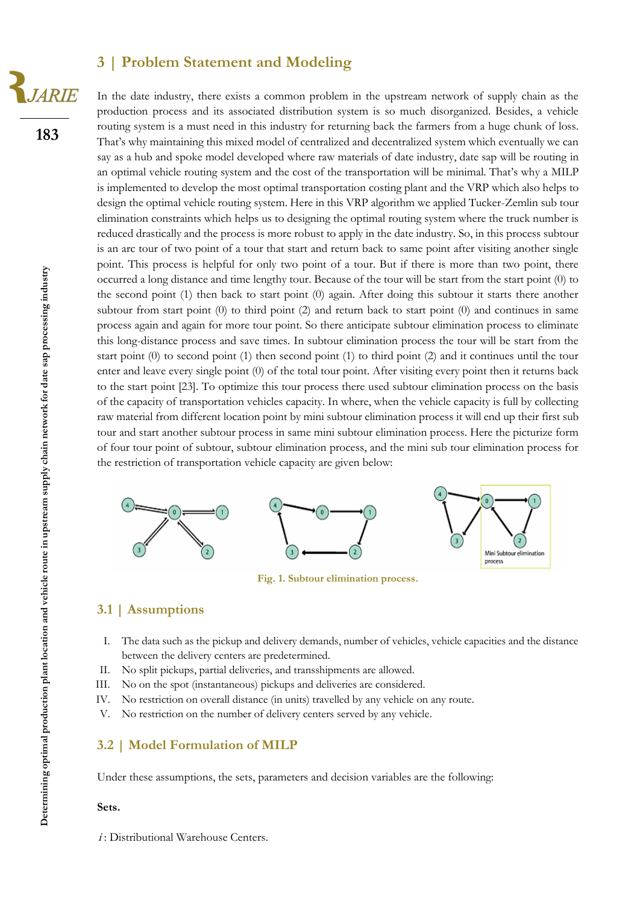## 3 | Problem Statement and Modeling

In the date industry, there exists a common problem in the upstream network of supply chain as the production process and its associated distribution system is so much disorganized. Besides, a vehicle routing system is a must need in this industry for returning back the farmers from a huge chunk of loss. That's why maintaining this mixed model of centralized and decentralized system which eventually we can say as a hub and spoke model developed where raw materials of date industry, date sap will be routing in an optimal vehicle routing system and the cost of the transportation will be minimal. That's why a MILP is implemented to develop the most optimal transportation costing plant and the VRP which also helps to design the optimal vehicle routing system. Here in this VRP algorithm we applied Tucker-Zemlin sub tour elimination constraints which helps us to designing the optimal routing system where the truck number is reduced drastically and the process is more robust to apply in the date industry. So, in this process subtour is an arc tour of two point of a tour that start and return back to same point after visiting another single point. This process is helpful for only two point of a tour. But if there is more than two point, there occurred a long distance and time lengthy tour. Because of the tour will be start from the start point (0) to the second point (1) then back to start point (0) again. After doing this subtour it starts there another subtour from start point (0) to third point (2) and return back to start point (0) and continues in same process again and again for more tour point. So there anticipate subtour elimination process to eliminate this long-distance process and save times. In subtour elimination process the tour will be start from the start point (0) to second point (1) then second point (1) to third point (2) and it continues until the tour enter and leave every single point (0) of the total tour point. After visiting every point then it returns back to the start point [23]. To optimize this tour process there used subtour elimination process on the basis of the capacity of transportation vehicles capacity. In where, when the vehicle capacity is full by collecting raw material from different location point by mini subtour elimination process it will end up their first sub tour and start another subtour process in same mini subtour elimination process. Here the picturize form of four tour point of subtour, subtour elimination process, and the mini sub tour elimination process for the restriction of transportation vehicle capacity are given below:

Fig. 1. Subtour elimination process.

### 3.1 | Assumptions

I. The data such as the pickup and delivery demands, number of vehicles, vehicle capacities and the distance between the delivery centers are predetermined.
II. No split pickups, partial deliveries, and transshipments are allowed.
III. No on the spot (instantaneous) pickups and deliveries are considered.
IV. No restriction on overall distance (in units) travelled by any vehicle on any route.
V. No restriction on the number of delivery centers served by any vehicle.

### 3.2 | Model Formulation of MILP

Under these assumptions, the sets, parameters and decision variables are the following:

**Sets.**

$i$: Distributional Warehouse Centers.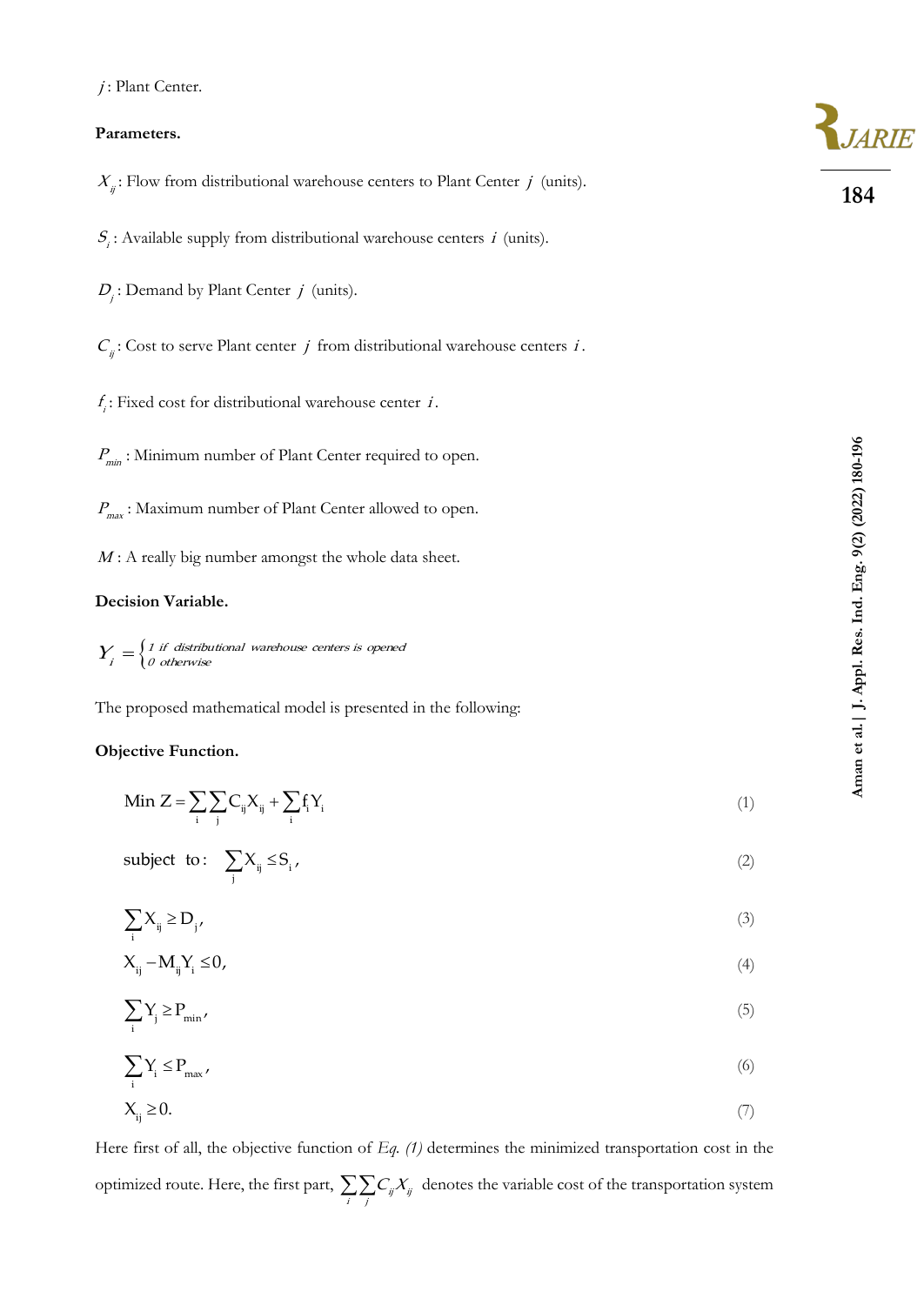$j$ : Plant Center.

**Parameters.**

$X_{ij}$ : Flow from distributional warehouse centers to Plant Center $j$ (units).

$S_i$ : Available supply from distributional warehouse centers $i$ (units).

$D_j$ : Demand by Plant Center $j$ (units).

$C_{ij}$ : Cost to serve Plant center $j$ from distributional warehouse centers $i$.

$f_i$ : Fixed cost for distributional warehouse center $i$.

$P_{min}$ : Minimum number of Plant Center required to open.

$P_{max}$ : Maximum number of Plant Center allowed to open.

$M$ : A really big number amongst the whole data sheet.

**Decision Variable.**

$$Y_i = \begin{cases} 1 \text{ if distributional warehouse centers is opened} \\ 0 \text{ otherwise} \end{cases}$$

The proposed mathematical model is presented in the following:

**Objective Function.**

$$\text{Min } Z = \sum_i \sum_j C_{ij} X_{ij} + \sum_i f_i Y_i \tag{1}$$

$$\text{subject to: } \sum_j X_{ij} \leq S_i, \tag{2}$$

$$\sum_i X_{ij} \geq D_j, \tag{3}$$

$$X_{ij} - M_{ij} Y_i \leq 0, \tag{4}$$

$$\sum_i Y_j \geq P_{min}, \tag{5}$$

$$\sum_i Y_i \leq P_{max}, \tag{6}$$

$$X_{ij} \geq 0. \tag{7}$$

Here first of all, the objective function of *Eq. (1)* determines the minimized transportation cost in the optimized route. Here, the first part, $\sum_i \sum_j C_{ij} X_{ij}$ denotes the variable cost of the transportation system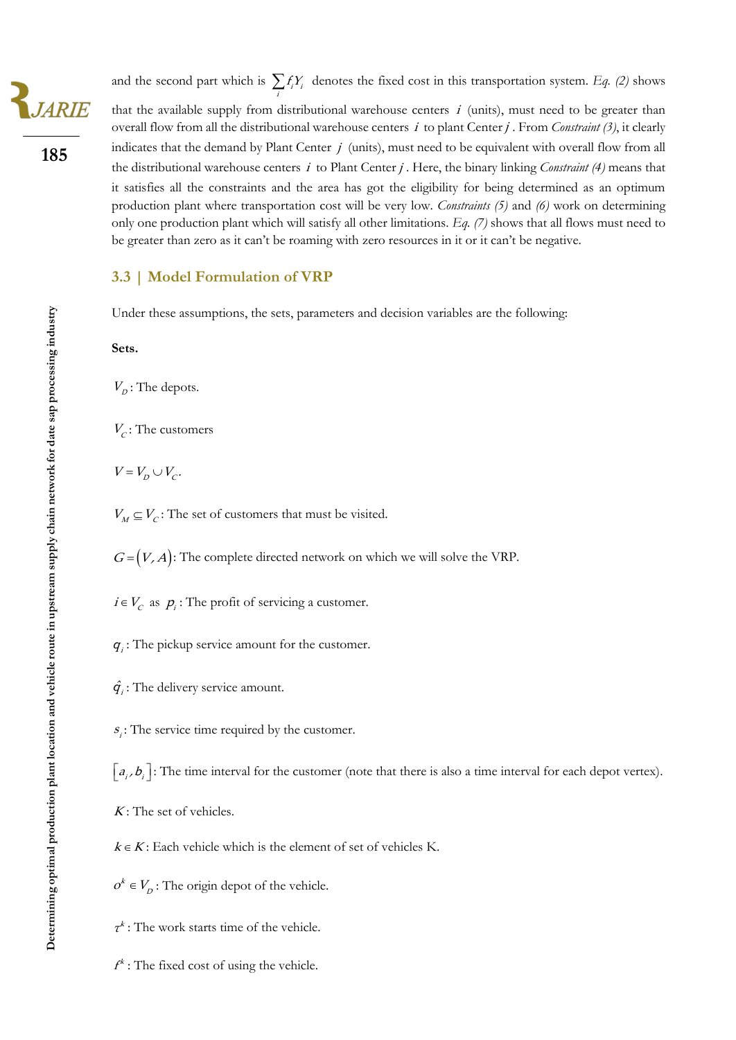and the second part which is $\sum_i f_i Y_i$ denotes the fixed cost in this transportation system. *Eq. (2)* shows that the available supply from distributional warehouse centers $i$ (units), must need to be greater than overall flow from all the distributional warehouse centers $i$ to plant Center $j$. From *Constraint (3)*, it clearly indicates that the demand by Plant Center $j$ (units), must need to be equivalent with overall flow from all the distributional warehouse centers $i$ to Plant Center $j$. Here, the binary linking *Constraint (4)* means that it satisfies all the constraints and the area has got the eligibility for being determined as an optimum production plant where transportation cost will be very low. *Constraints (5)* and *(6)* work on determining only one production plant which will satisfy all other limitations. *Eq. (7)* shows that all flows must need to be greater than zero as it can't be roaming with zero resources in it or it can't be negative.

## 3.3 | Model Formulation of VRP

Under these assumptions, the sets, parameters and decision variables are the following:

**Sets.**

$V_D$: The depots.

$V_C$: The customers

$V = V_D \cup V_C$.

$V_M \subseteq V_C$: The set of customers that must be visited.

$G = (V, A)$: The complete directed network on which we will solve the VRP.

$i \in V_C$ as $p_i$: The profit of servicing a customer.

$q_i$: The pickup service amount for the customer.

$\hat{q}_i$: The delivery service amount.

$s_i$: The service time required by the customer.

$[a_i, b_i]$: The time interval for the customer (note that there is also a time interval for each depot vertex).

$K$: The set of vehicles.

$k \in K$: Each vehicle which is the element of set of vehicles K.

$o^k \in V_D$: The origin depot of the vehicle.

$\tau^k$: The work starts time of the vehicle.

$f^k$: The fixed cost of using the vehicle.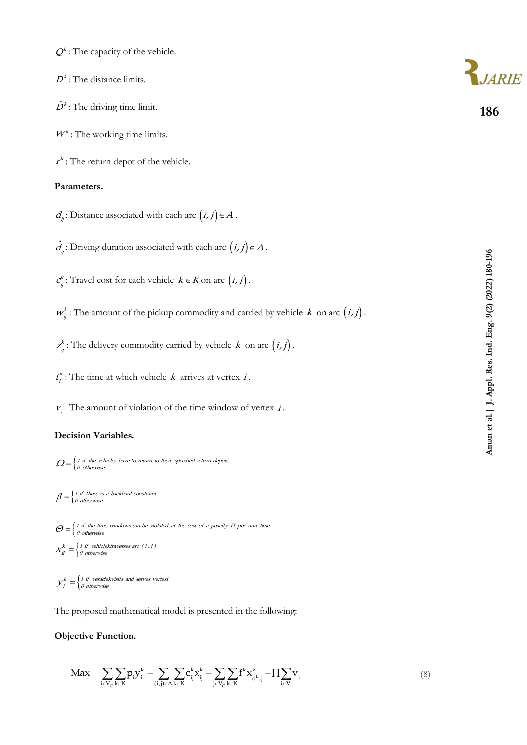$Q^k$ : The capacity of the vehicle.

$D^k$ : The distance limits.

$\hat{D}^k$ : The driving time limit.

$W^k$ : The working time limits.

$r^k$ : The return depot of the vehicle.

**Parameters.**

$d_{ij}$ : Distance associated with each arc $(i, j) \in A$ .

$\hat{d}_{ij}$ : Driving duration associated with each arc $(i, j) \in A$ .

$c_{ij}^k$ : Travel cost for each vehicle $k \in K$ on arc $(i, j)$.

$w_{ij}^k$ : The amount of the pickup commodity and carried by vehicle $k$ on arc $(i, j)$.

$z_{ij}^k$ : The delivery commodity carried by vehicle $k$ on arc $(i, j)$.

$t_i^k$ : The time at which vehicle $k$ arrives at vertex $i$.

$v_i$ : The amount of violation of the time window of vertex $i$.

**Decision Variables.**

$$\Omega = \begin{cases} 1 \text{ if the vehicles have to return to their specified return depots} \\ 0 \text{ otherwise} \end{cases}$$

$$\beta = \begin{cases} 1 \text{ if there is a backhaul constraint} \\ 0 \text{ otherwise} \end{cases}$$

$$\Theta = \begin{cases} 1 \text{ if the time windows can be violated at the cost of a penalty } \Pi \text{ per unit time} \\ 0 \text{ otherwise} \end{cases}$$

$$x_{ij}^k = \begin{cases} 1 \text{ if vehicle } k \text{ traverses arc } (i, j) \\ 0 \text{ otherwise} \end{cases}$$

$$y_i^k = \begin{cases} 1 \text{ if vehicle } k \text{ visits and serves vertex } i \\ 0 \text{ otherwise} \end{cases}$$

The proposed mathematical model is presented in the following:

**Objective Function.**

$$\text{Max} \quad \sum_{i \in V_C} \sum_{k \in K} p_i y_i^k - \sum_{(i,j) \in A} \sum_{k \in K} c_{ij}^k x_{ij}^k - \sum_{j \in V_C} \sum_{k \in K} f^k x_{o^k,j}^k - \Pi \sum_{i \in V} v_i \tag{8}$$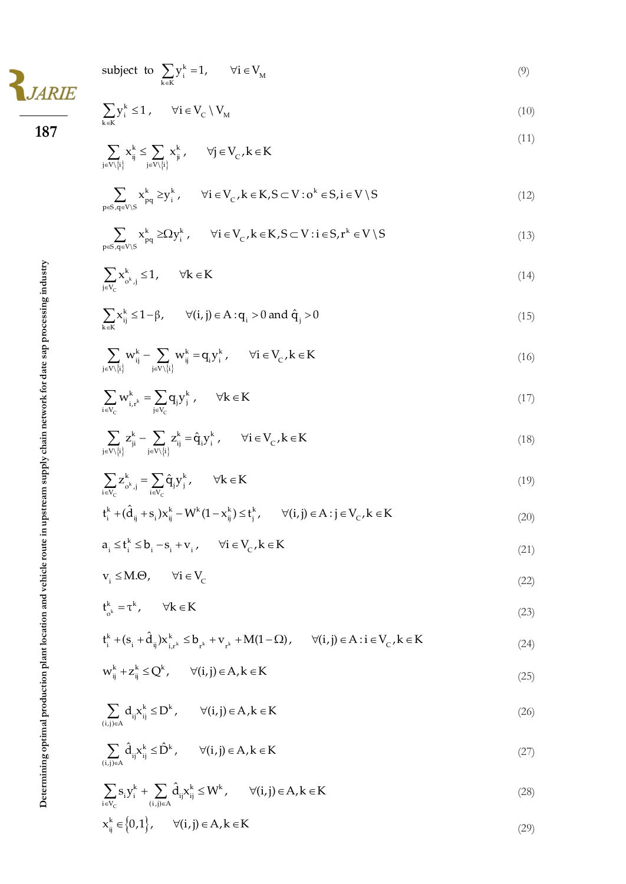$$\text{subject to} \quad \sum_{k \in K} y_i^k = 1, \qquad \forall i \in V_M \tag{9}$$

$$\sum_{k \in K} y_i^k \le 1, \qquad \forall i \in V_C \setminus V_M \tag{10}$$

$$\sum_{j \in V \setminus \{i\}} x_{ij}^k \le \sum_{j \in V \setminus \{i\}} x_{ji}^k, \qquad \forall j \in V_C, k \in K \tag{11}$$

$$\sum_{p \in S, q \in V \setminus S} x_{pq}^k \ge y_i^k, \qquad \forall i \in V_C, k \in K, S \subset V : o^k \in S, i \in V \setminus S \tag{12}$$

$$\sum_{p \in S, q \in V \setminus S} x_{pq}^k \ge \Omega y_i^k, \qquad \forall i \in V_C, k \in K, S \subset V : i \in S, r^k \in V \setminus S \tag{13}$$

$$\sum_{j \in V_C} x_{o^k,j}^k \le 1, \qquad \forall k \in K \tag{14}$$

$$\sum_{k \in K} x_{ij}^k \le 1 - \beta, \qquad \forall (i,j) \in A : q_i > 0 \text{ and } \hat{q}_j > 0 \tag{15}$$

$$\sum_{j \in V \setminus \{i\}} w_{ij}^k - \sum_{j \in V \setminus \{i\}} w_{ij}^k = q_i y_i^k, \qquad \forall i \in V_C, k \in K \tag{16}$$

$$\sum_{i \in V_C} w_{i,r^k}^k = \sum_{j \in V_C} q_j y_j^k, \qquad \forall k \in K \tag{17}$$

$$\sum_{j \in V \setminus \{i\}} z_{ji}^k - \sum_{j \in V \setminus \{i\}} z_{ij}^k = \hat{q}_i y_i^k, \qquad \forall i \in V_C, k \in K \tag{18}$$

$$\sum_{i \in V_C} z_{o^k,j}^k = \sum_{i \in V_C} \hat{q}_j y_j^k, \qquad \forall k \in K \tag{19}$$

$$t_i^k + (\hat{d}_{ij} + s_i) x_{ij}^k - W^k (1 - x_{ij}^k) \le t_j^k, \qquad \forall (i,j) \in A : j \in V_C, k \in K \tag{20}$$

$$a_i \le t_i^k \le b_i - s_i + v_i, \qquad \forall i \in V_C, k \in K \tag{21}$$

$$v_i \le M.\Theta, \qquad \forall i \in V_C \tag{22}$$

$$t_{o^k}^k = \tau^k, \qquad \forall k \in K \tag{23}$$

$$t_i^k + (s_i + \hat{d}_{ij}) x_{i,r^k}^k \le b_{r^k} + v_{r^k} + M(1 - \Omega), \qquad \forall (i,j) \in A : i \in V_C, k \in K \tag{24}$$

$$w_{ij}^k + z_{ij}^k \le Q^k, \qquad \forall (i,j) \in A, k \in K \tag{25}$$

$$\sum_{(i,j) \in A} d_{ij} x_{ij}^k \le D^k, \qquad \forall (i,j) \in A, k \in K \tag{26}$$

$$\sum_{(i,j) \in A} \hat{d}_{ij} x_{ij}^k \le \hat{D}^k, \qquad \forall (i,j) \in A, k \in K \tag{27}$$

$$\sum_{i \in V_C} s_i y_i^k + \sum_{(i,j) \in A} \hat{d}_{ij} x_{ij}^k \le W^k, \qquad \forall (i,j) \in A, k \in K \tag{28}$$

$$x_{ij}^k \in \{0,1\}, \qquad \forall (i,j) \in A, k \in K \tag{29}$$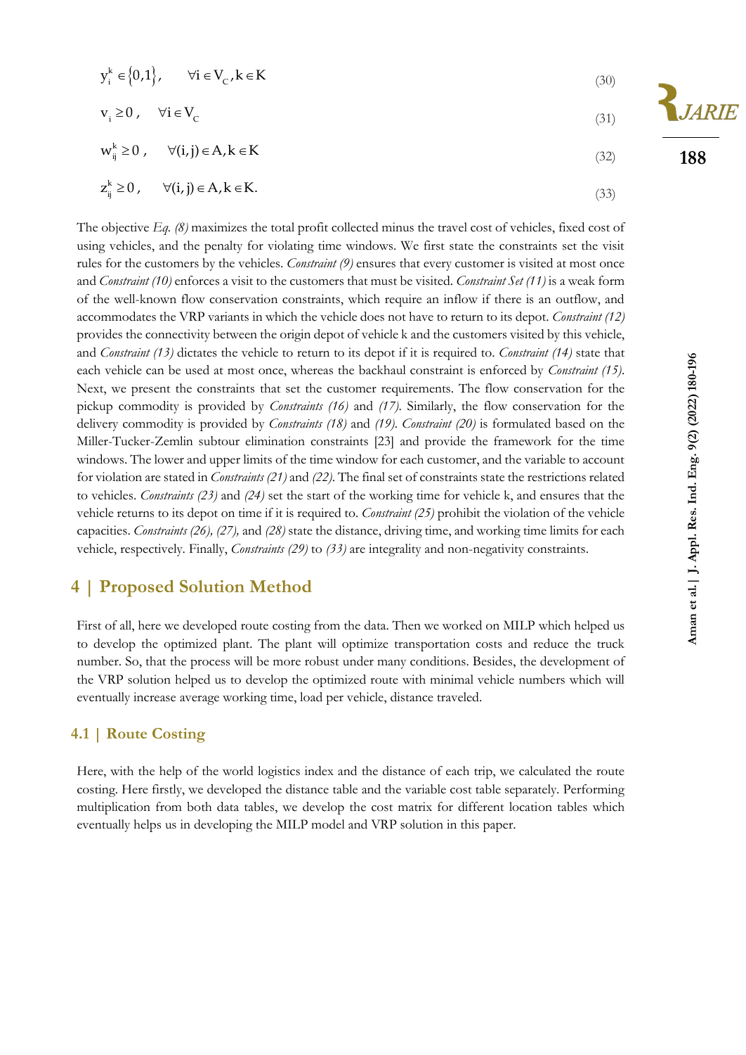$$y_i^k \in \{0,1\}, \quad \forall i \in V_C, k \in K \tag{30}$$

$$v_i \geq 0, \quad \forall i \in V_C \tag{31}$$

$$w_{ij}^k \geq 0, \quad \forall (i,j) \in A, k \in K \tag{32}$$

$$z_{ij}^k \geq 0, \quad \forall (i,j) \in A, k \in K. \tag{33}$$

The objective *Eq. (8)* maximizes the total profit collected minus the travel cost of vehicles, fixed cost of using vehicles, and the penalty for violating time windows. We first state the constraints set the visit rules for the customers by the vehicles. *Constraint (9)* ensures that every customer is visited at most once and *Constraint (10)* enforces a visit to the customers that must be visited. *Constraint Set (11)* is a weak form of the well-known flow conservation constraints, which require an inflow if there is an outflow, and accommodates the VRP variants in which the vehicle does not have to return to its depot. *Constraint (12)* provides the connectivity between the origin depot of vehicle k and the customers visited by this vehicle, and *Constraint (13)* dictates the vehicle to return to its depot if it is required to. *Constraint (14)* state that each vehicle can be used at most once, whereas the backhaul constraint is enforced by *Constraint (15)*. Next, we present the constraints that set the customer requirements. The flow conservation for the pickup commodity is provided by *Constraints (16)* and *(17)*. Similarly, the flow conservation for the delivery commodity is provided by *Constraints (18)* and *(19)*. *Constraint (20)* is formulated based on the Miller-Tucker-Zemlin subtour elimination constraints [23] and provide the framework for the time windows. The lower and upper limits of the time window for each customer, and the variable to account for violation are stated in *Constraints (21)* and *(22)*. The final set of constraints state the restrictions related to vehicles. *Constraints (23)* and *(24)* set the start of the working time for vehicle k, and ensures that the vehicle returns to its depot on time if it is required to. *Constraint (25)* prohibit the violation of the vehicle capacities. *Constraints (26), (27),* and *(28)* state the distance, driving time, and working time limits for each vehicle, respectively. Finally, *Constraints (29)* to *(33)* are integrality and non-negativity constraints.

## 4 | Proposed Solution Method

First of all, here we developed route costing from the data. Then we worked on MILP which helped us to develop the optimized plant. The plant will optimize transportation costs and reduce the truck number. So, that the process will be more robust under many conditions. Besides, the development of the VRP solution helped us to develop the optimized route with minimal vehicle numbers which will eventually increase average working time, load per vehicle, distance traveled.

### 4.1 | Route Costing

Here, with the help of the world logistics index and the distance of each trip, we calculated the route costing. Here firstly, we developed the distance table and the variable cost table separately. Performing multiplication from both data tables, we develop the cost matrix for different location tables which eventually helps us in developing the MILP model and VRP solution in this paper.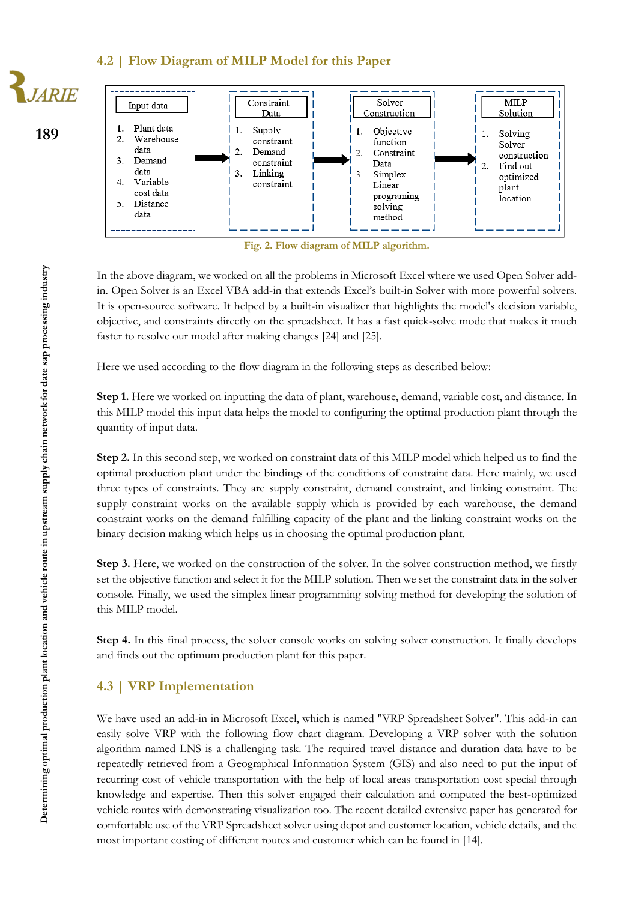## 4.2 | Flow Diagram of MILP Model for this Paper

| Input data | → | Constraint Data | → | Solver Construction | → | MILP Solution |
|---|---|---|---|---|---|---|
| 1. Plant data<br>2. Warehouse data<br>3. Demand data<br>4. Variable cost data<br>5. Distance data | | 1. Supply constraint<br>2. Demand constraint<br>3. Linking constraint | | 1. Objective function<br>2. Constraint Data<br>3. Simplex Linear programing solving method | | 1. Solving Solver construction<br>2. Find out optimized plant location |

**Fig. 2.** Flow diagram of MILP algorithm.

In the above diagram, we worked on all the problems in Microsoft Excel where we used Open Solver add-in. Open Solver is an Excel VBA add-in that extends Excel's built-in Solver with more powerful solvers. It is open-source software. It helped by a built-in visualizer that highlights the model's decision variable, objective, and constraints directly on the spreadsheet. It has a fast quick-solve mode that makes it much faster to resolve our model after making changes [24] and [25].

Here we used according to the flow diagram in the following steps as described below:

**Step 1.** Here we worked on inputting the data of plant, warehouse, demand, variable cost, and distance. In this MILP model this input data helps the model to configuring the optimal production plant through the quantity of input data.

**Step 2.** In this second step, we worked on constraint data of this MILP model which helped us to find the optimal production plant under the bindings of the conditions of constraint data. Here mainly, we used three types of constraints. They are supply constraint, demand constraint, and linking constraint. The supply constraint works on the available supply which is provided by each warehouse, the demand constraint works on the demand fulfilling capacity of the plant and the linking constraint works on the binary decision making which helps us in choosing the optimal production plant.

**Step 3.** Here, we worked on the construction of the solver. In the solver construction method, we firstly set the objective function and select it for the MILP solution. Then we set the constraint data in the solver console. Finally, we used the simplex linear programming solving method for developing the solution of this MILP model.

**Step 4.** In this final process, the solver console works on solving solver construction. It finally develops and finds out the optimum production plant for this paper.

## 4.3 | VRP Implementation

We have used an add-in in Microsoft Excel, which is named "VRP Spreadsheet Solver". This add-in can easily solve VRP with the following flow chart diagram. Developing a VRP solver with the solution algorithm named LNS is a challenging task. The required travel distance and duration data have to be repeatedly retrieved from a Geographical Information System (GIS) and also need to put the input of recurring cost of vehicle transportation with the help of local areas transportation cost special through knowledge and expertise. Then this solver engaged their calculation and computed the best-optimized vehicle routes with demonstrating visualization too. The recent detailed extensive paper has generated for comfortable use of the VRP Spreadsheet solver using depot and customer location, vehicle details, and the most important costing of different routes and customer which can be found in [14].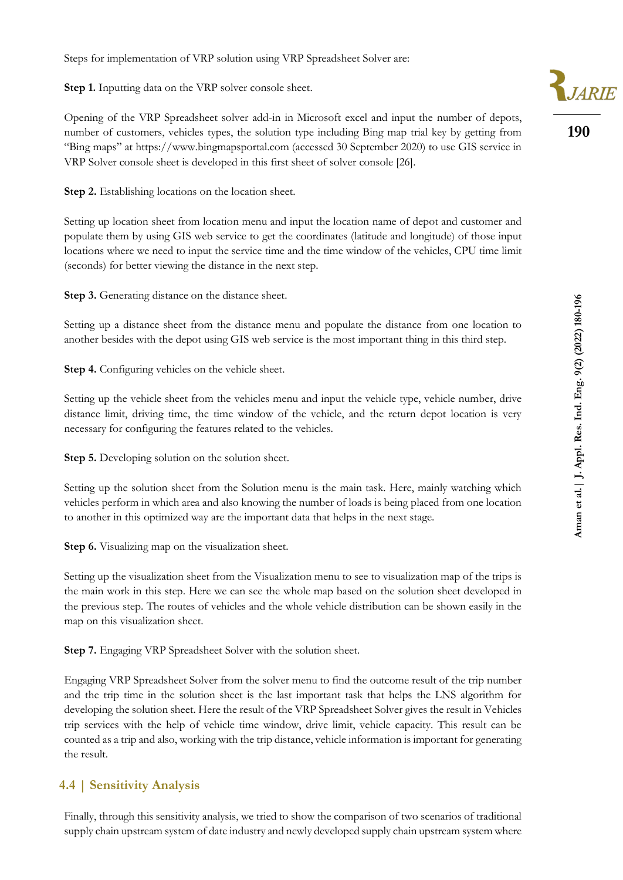Steps for implementation of VRP solution using VRP Spreadsheet Solver are:

**Step 1.** Inputting data on the VRP solver console sheet.

Opening of the VRP Spreadsheet solver add-in in Microsoft excel and input the number of depots, number of customers, vehicles types, the solution type including Bing map trial key by getting from "Bing maps" at https://www.bingmapsportal.com (accessed 30 September 2020) to use GIS service in VRP Solver console sheet is developed in this first sheet of solver console [26].

**Step 2.** Establishing locations on the location sheet.

Setting up location sheet from location menu and input the location name of depot and customer and populate them by using GIS web service to get the coordinates (latitude and longitude) of those input locations where we need to input the service time and the time window of the vehicles, CPU time limit (seconds) for better viewing the distance in the next step.

**Step 3.** Generating distance on the distance sheet.

Setting up a distance sheet from the distance menu and populate the distance from one location to another besides with the depot using GIS web service is the most important thing in this third step.

**Step 4.** Configuring vehicles on the vehicle sheet.

Setting up the vehicle sheet from the vehicles menu and input the vehicle type, vehicle number, drive distance limit, driving time, the time window of the vehicle, and the return depot location is very necessary for configuring the features related to the vehicles.

**Step 5.** Developing solution on the solution sheet.

Setting up the solution sheet from the Solution menu is the main task. Here, mainly watching which vehicles perform in which area and also knowing the number of loads is being placed from one location to another in this optimized way are the important data that helps in the next stage.

**Step 6.** Visualizing map on the visualization sheet.

Setting up the visualization sheet from the Visualization menu to see to visualization map of the trips is the main work in this step. Here we can see the whole map based on the solution sheet developed in the previous step. The routes of vehicles and the whole vehicle distribution can be shown easily in the map on this visualization sheet.

**Step 7.** Engaging VRP Spreadsheet Solver with the solution sheet.

Engaging VRP Spreadsheet Solver from the solver menu to find the outcome result of the trip number and the trip time in the solution sheet is the last important task that helps the LNS algorithm for developing the solution sheet. Here the result of the VRP Spreadsheet Solver gives the result in Vehicles trip services with the help of vehicle time window, drive limit, vehicle capacity. This result can be counted as a trip and also, working with the trip distance, vehicle information is important for generating the result.

## 4.4 | Sensitivity Analysis

Finally, through this sensitivity analysis, we tried to show the comparison of two scenarios of traditional supply chain upstream system of date industry and newly developed supply chain upstream system where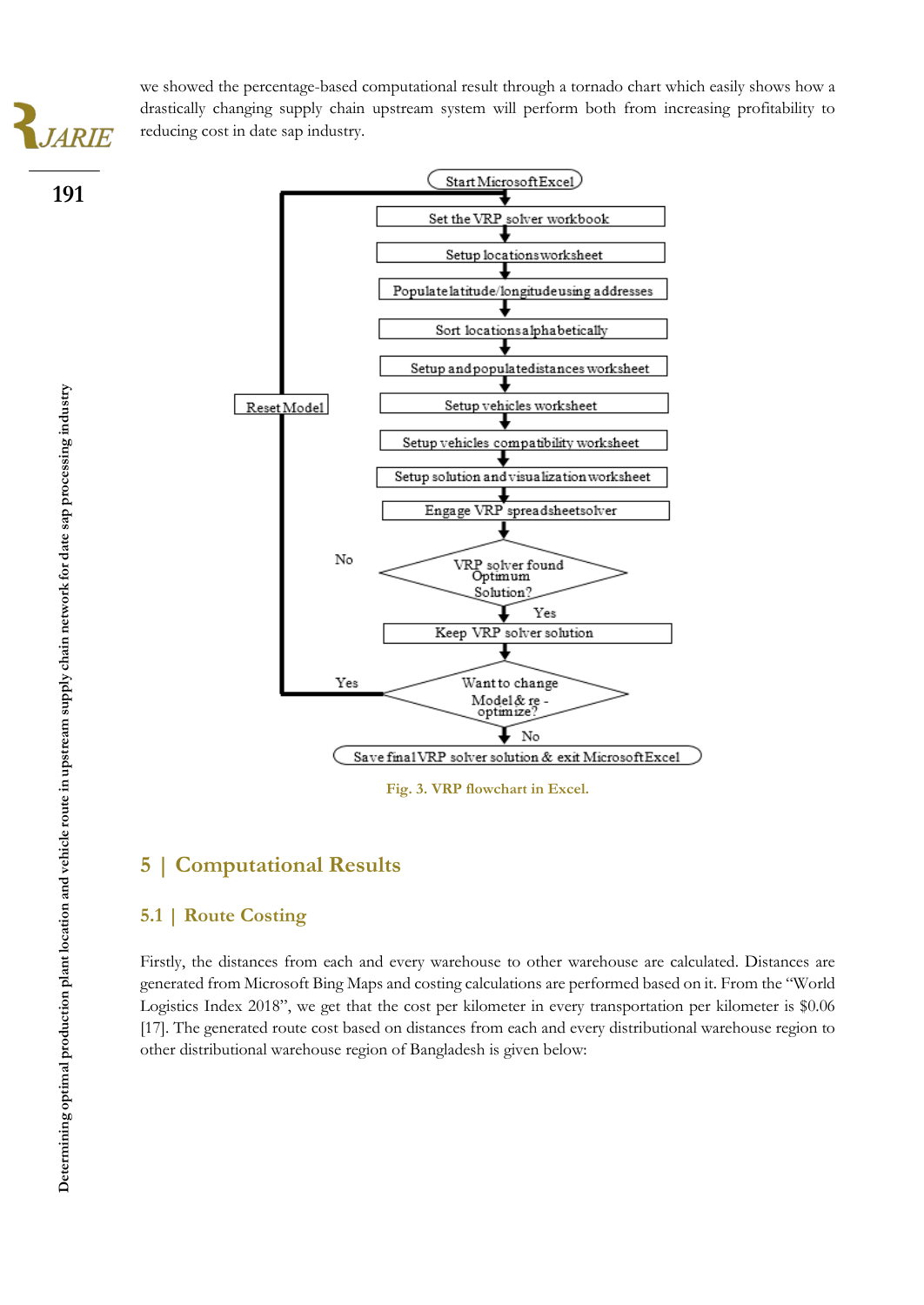we showed the percentage-based computational result through a tornado chart which easily shows how a drastically changing supply chain upstream system will perform both from increasing profitability to reducing cost in date sap industry.

Fig. 3. VRP flowchart in Excel.

# 5 | Computational Results

## 5.1 | Route Costing

Firstly, the distances from each and every warehouse to other warehouse are calculated. Distances are generated from Microsoft Bing Maps and costing calculations are performed based on it. From the "World Logistics Index 2018", we get that the cost per kilometer in every transportation per kilometer is $0.06 [17]. The generated route cost based on distances from each and every distributional warehouse region to other distributional warehouse region of Bangladesh is given below: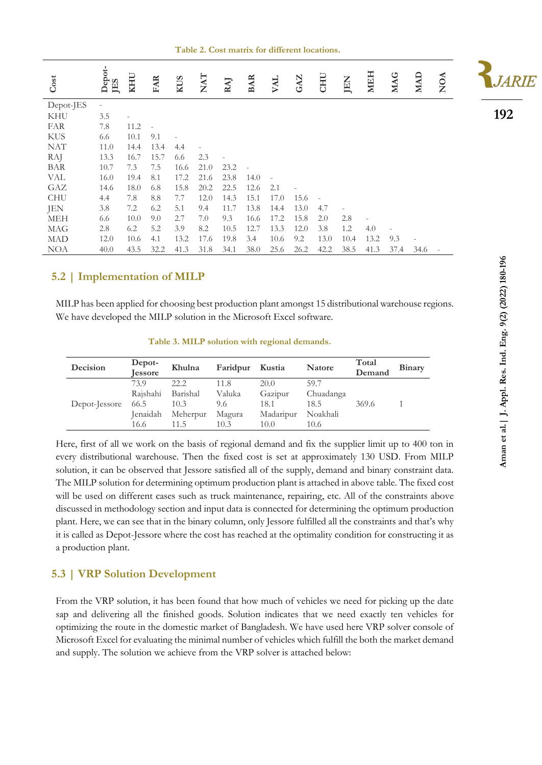**Table 2. Cost matrix for different locations.**

| Cost | Depot-JES | KHU | FAR | KUS | NAT | RAJ | BAR | VAL | GAZ | CHU | JEN | MEH | MAG | MAD | NOA |
|---|---|---|---|---|---|---|---|---|---|---|---|---|---|---|---|
| Depot-JES | - | | | | | | | | | | | | | | |
| KHU | 3.5 | - | | | | | | | | | | | | | |
| FAR | 7.8 | 11.2 | - | | | | | | | | | | | | |
| KUS | 6.6 | 10.1 | 9.1 | - | | | | | | | | | | | |
| NAT | 11.0 | 14.4 | 13.4 | 4.4 | - | | | | | | | | | | |
| RAJ | 13.3 | 16.7 | 15.7 | 6.6 | 2.3 | - | | | | | | | | | |
| BAR | 10.7 | 7.3 | 7.5 | 16.6 | 21.0 | 23.2 | - | | | | | | | | |
| VAL | 16.0 | 19.4 | 8.1 | 17.2 | 21.6 | 23.8 | 14.0 | - | | | | | | | |
| GAZ | 14.6 | 18.0 | 6.8 | 15.8 | 20.2 | 22.5 | 12.6 | 2.1 | - | | | | | | |
| CHU | 4.4 | 7.8 | 8.8 | 7.7 | 12.0 | 14.3 | 15.1 | 17.0 | 15.6 | - | | | | | |
| JEN | 3.8 | 7.2 | 6.2 | 5.1 | 9.4 | 11.7 | 13.8 | 14.4 | 13.0 | 4.7 | - | | | | |
| MEH | 6.6 | 10.0 | 9.0 | 2.7 | 7.0 | 9.3 | 16.6 | 17.2 | 15.8 | 2.0 | 2.8 | - | | | |
| MAG | 2.8 | 6.2 | 5.2 | 3.9 | 8.2 | 10.5 | 12.7 | 13.3 | 12.0 | 3.8 | 1.2 | 4.0 | - | | |
| MAD | 12.0 | 10.6 | 4.1 | 13.2 | 17.6 | 19.8 | 3.4 | 10.6 | 9.2 | 13.0 | 10.4 | 13.2 | 9.3 | - | |
| NOA | 40.0 | 43.5 | 32.2 | 41.3 | 31.8 | 34.1 | 38.0 | 25.6 | 26.2 | 42.2 | 38.5 | 41.3 | 37.4 | 34.6 | - |

## 5.2 | Implementation of MILP

MILP has been applied for choosing best production plant amongst 15 distributional warehouse regions. We have developed the MILP solution in the Microsoft Excel software.

**Table 3. MILP solution with regional demands.**

| Decision | Depot-Jessore | Khulna | Faridpur | Kustia | Natore | Total Demand | Binary |
|---|---|---|---|---|---|---|---|
| Depot-Jessore | 73.9 | 22.2 | 11.8 | 20.0 | 59.7 | 369.6 | 1 |
| | Rajshahi | Barishal | Valuka | Gazipur | Chuadanga | | |
| | 66.5 | 10.3 | 9.6 | 18.1 | 18.5 | | |
| | Jenaidah | Meherpur | Magura | Madaripur | Noakhali | | |
| | 16.6 | 11.5 | 10.3 | 10.0 | 10.6 | | |

Here, first of all we work on the basis of regional demand and fix the supplier limit up to 400 ton in every distributional warehouse. Then the fixed cost is set at approximately 130 USD. From MILP solution, it can be observed that Jessore satisfied all of the supply, demand and binary constraint data. The MILP solution for determining optimum production plant is attached in above table. The fixed cost will be used on different cases such as truck maintenance, repairing, etc. All of the constraints above discussed in methodology section and input data is connected for determining the optimum production plant. Here, we can see that in the binary column, only Jessore fulfilled all the constraints and that's why it is called as Depot-Jessore where the cost has reached at the optimality condition for constructing it as a production plant.

## 5.3 | VRP Solution Development

From the VRP solution, it has been found that how much of vehicles we need for picking up the date sap and delivering all the finished goods. Solution indicates that we need exactly ten vehicles for optimizing the route in the domestic market of Bangladesh. We have used here VRP solver console of Microsoft Excel for evaluating the minimal number of vehicles which fulfill the both the market demand and supply. The solution we achieve from the VRP solver is attached below: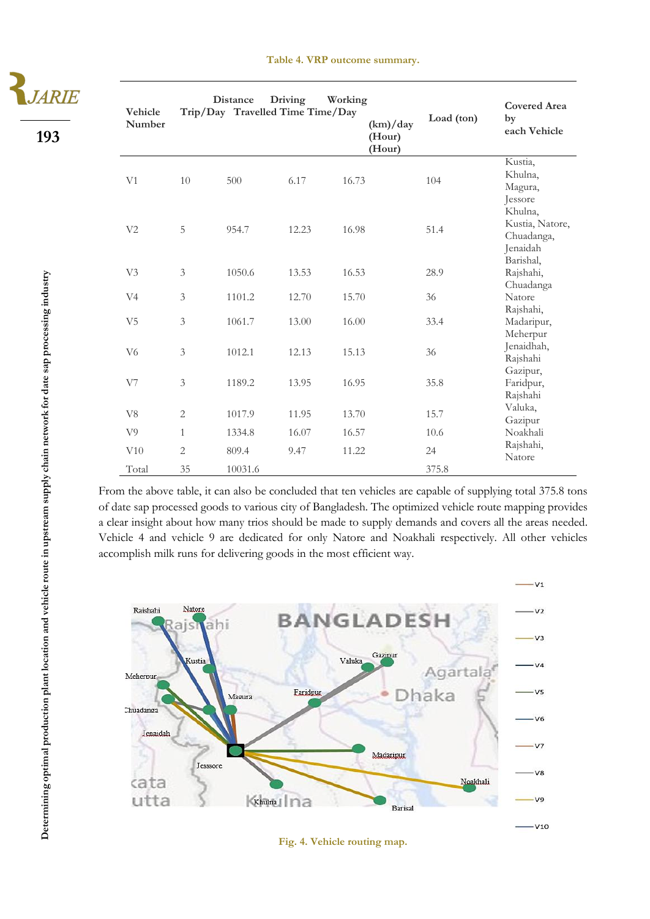Table 4. VRP outcome summary.

| Vehicle Number | Trip/Day | Distance Travelled (km)/day | Driving Time (Hour) | Working Time/Day (Hour) | Load (ton) | Covered Area by each Vehicle |
|---|---|---|---|---|---|---|
| V1 | 10 | 500 | 6.17 | 16.73 | 104 | Kustia, Khulna, Magura, Jessore |
| V2 | 5 | 954.7 | 12.23 | 16.98 | 51.4 | Khulna, Kustia, Natore, Chuadanga, Jenaidah |
| V3 | 3 | 1050.6 | 13.53 | 16.53 | 28.9 | Barishal, Rajshahi, Chuadanga |
| V4 | 3 | 1101.2 | 12.70 | 15.70 | 36 | Natore |
| V5 | 3 | 1061.7 | 13.00 | 16.00 | 33.4 | Rajshahi, Madaripur, Meherpur |
| V6 | 3 | 1012.1 | 12.13 | 15.13 | 36 | Jenaidhah, Rajshahi |
| V7 | 3 | 1189.2 | 13.95 | 16.95 | 35.8 | Gazipur, Faridpur, Rajshahi |
| V8 | 2 | 1017.9 | 11.95 | 13.70 | 15.7 | Valuka, Gazipur |
| V9 | 1 | 1334.8 | 16.07 | 16.57 | 10.6 | Noakhali |
| V10 | 2 | 809.4 | 9.47 | 11.22 | 24 | Rajshahi, Natore |
| Total | 35 | 10031.6 | | | 375.8 | |

From the above table, it can also be concluded that ten vehicles are capable of supplying total 375.8 tons of date sap processed goods to various city of Bangladesh. The optimized vehicle route mapping provides a clear insight about how many trios should be made to supply demands and covers all the areas needed. Vehicle 4 and vehicle 9 are dedicated for only Natore and Noakhali respectively. All other vehicles accomplish milk runs for delivering goods in the most efficient way.

Fig. 4. Vehicle routing map.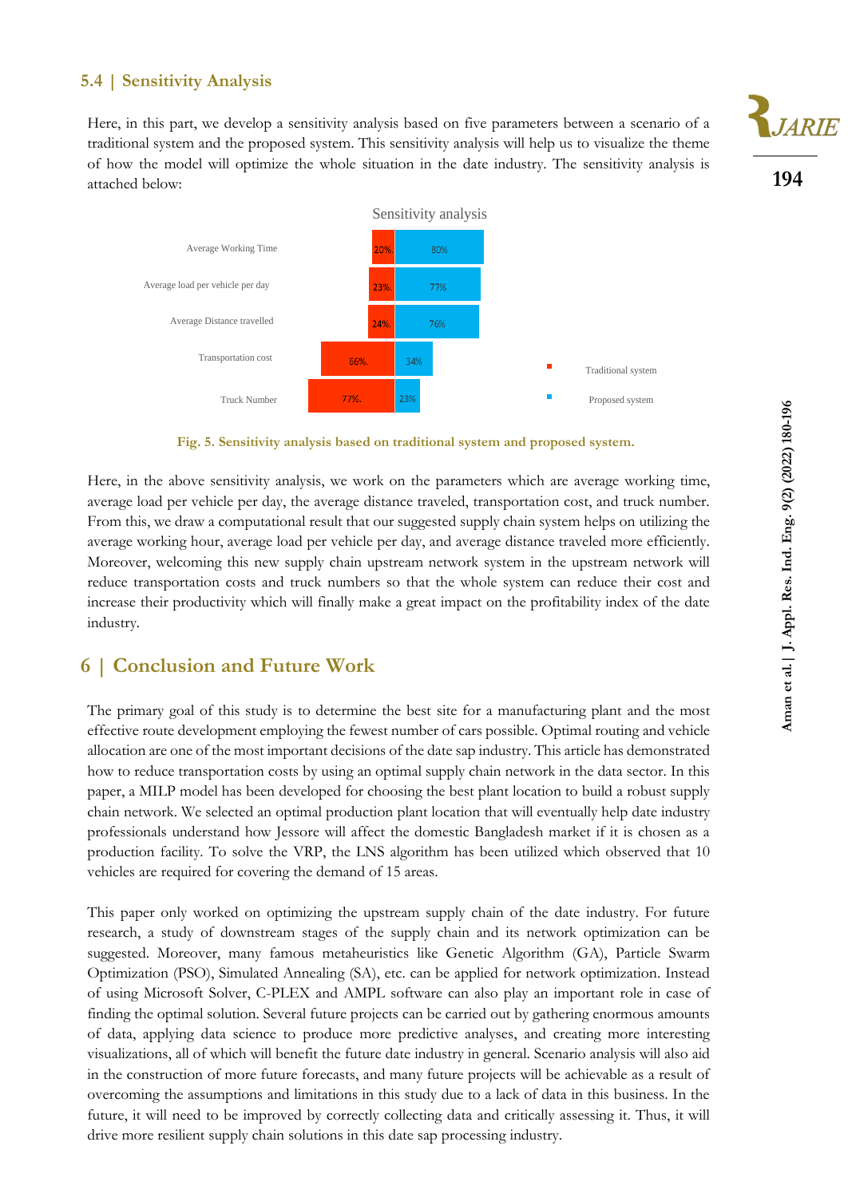## 5.4 | Sensitivity Analysis

Here, in this part, we develop a sensitivity analysis based on five parameters between a scenario of a traditional system and the proposed system. This sensitivity analysis will help us to visualize the theme of how the model will optimize the whole situation in the date industry. The sensitivity analysis is attached below:

| Parameter | Traditional system | Proposed system |
|---|---|---|
| Average Working Time | 20% | 80% |
| Average load per vehicle per day | 23% | 77% |
| Average Distance travelled | 24% | 76% |
| Transportation cost | 66% | 34% |
| Truck Number | 77% | 23% |

**Fig. 5. Sensitivity analysis based on traditional system and proposed system.**

Here, in the above sensitivity analysis, we work on the parameters which are average working time, average load per vehicle per day, the average distance traveled, transportation cost, and truck number. From this, we draw a computational result that our suggested supply chain system helps on utilizing the average working hour, average load per vehicle per day, and average distance traveled more efficiently. Moreover, welcoming this new supply chain upstream network system in the upstream network will reduce transportation costs and truck numbers so that the whole system can reduce their cost and increase their productivity which will finally make a great impact on the profitability index of the date industry.

# 6 | Conclusion and Future Work

The primary goal of this study is to determine the best site for a manufacturing plant and the most effective route development employing the fewest number of cars possible. Optimal routing and vehicle allocation are one of the most important decisions of the date sap industry. This article has demonstrated how to reduce transportation costs by using an optimal supply chain network in the data sector. In this paper, a MILP model has been developed for choosing the best plant location to build a robust supply chain network. We selected an optimal production plant location that will eventually help date industry professionals understand how Jessore will affect the domestic Bangladesh market if it is chosen as a production facility. To solve the VRP, the LNS algorithm has been utilized which observed that 10 vehicles are required for covering the demand of 15 areas.

This paper only worked on optimizing the upstream supply chain of the date industry. For future research, a study of downstream stages of the supply chain and its network optimization can be suggested. Moreover, many famous metaheuristics like Genetic Algorithm (GA), Particle Swarm Optimization (PSO), Simulated Annealing (SA), etc. can be applied for network optimization. Instead of using Microsoft Solver, C-PLEX and AMPL software can also play an important role in case of finding the optimal solution. Several future projects can be carried out by gathering enormous amounts of data, applying data science to produce more predictive analyses, and creating more interesting visualizations, all of which will benefit the future date industry in general. Scenario analysis will also aid in the construction of more future forecasts, and many future projects will be achievable as a result of overcoming the assumptions and limitations in this study due to a lack of data in this business. In the future, it will need to be improved by correctly collecting data and critically assessing it. Thus, it will drive more resilient supply chain solutions in this date sap processing industry.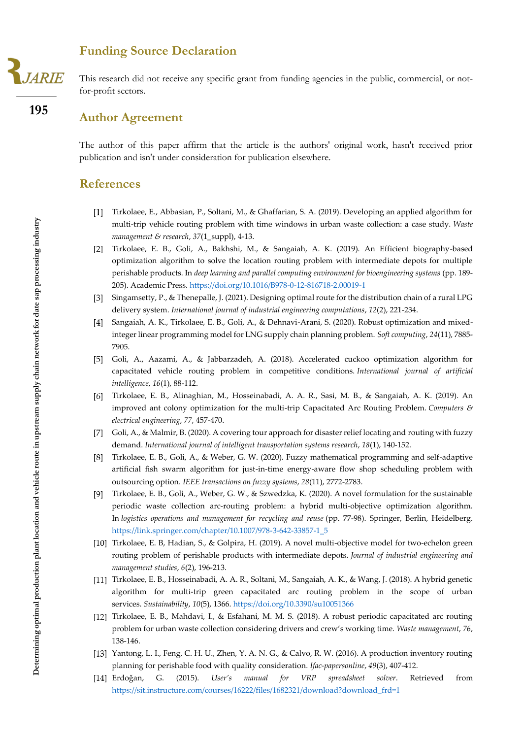## Funding Source Declaration

This research did not receive any specific grant from funding agencies in the public, commercial, or not-for-profit sectors.

## Author Agreement

The author of this paper affirm that the article is the authors' original work, hasn't received prior publication and isn't under consideration for publication elsewhere.

## References

[1] Tirkolaee, E., Abbasian, P., Soltani, M., & Ghaffarian, S. A. (2019). Developing an applied algorithm for multi-trip vehicle routing problem with time windows in urban waste collection: a case study. *Waste management & research*, *37*(1_suppl), 4-13.

[2] Tirkolaee, E. B., Goli, A., Bakhshi, M., & Sangaiah, A. K. (2019). An Efficient biography-based optimization algorithm to solve the location routing problem with intermediate depots for multiple perishable products. In *deep learning and parallel computing environment for bioengineering systems* (pp. 189-205). Academic Press. https://doi.org/10.1016/B978-0-12-816718-2.00019-1

[3] Singamsetty, P., & Thenepalle, J. (2021). Designing optimal route for the distribution chain of a rural LPG delivery system. *International journal of industrial engineering computations*, *12*(2), 221-234.

[4] Sangaiah, A. K., Tirkolaee, E. B., Goli, A., & Dehnavi-Arani, S. (2020). Robust optimization and mixed-integer linear programming model for LNG supply chain planning problem. *Soft computing*, *24*(11), 7885-7905.

[5] Goli, A., Aazami, A., & Jabbarzadeh, A. (2018). Accelerated cuckoo optimization algorithm for capacitated vehicle routing problem in competitive conditions. *International journal of artificial intelligence*, *16*(1), 88-112.

[6] Tirkolaee, E. B., Alinaghian, M., Hosseinabadi, A. A. R., Sasi, M. B., & Sangaiah, A. K. (2019). An improved ant colony optimization for the multi-trip Capacitated Arc Routing Problem. *Computers & electrical engineering*, *77*, 457-470.

[7] Goli, A., & Malmir, B. (2020). A covering tour approach for disaster relief locating and routing with fuzzy demand. *International journal of intelligent transportation systems research*, *18*(1), 140-152.

[8] Tirkolaee, E. B., Goli, A., & Weber, G. W. (2020). Fuzzy mathematical programming and self-adaptive artificial fish swarm algorithm for just-in-time energy-aware flow shop scheduling problem with outsourcing option. *IEEE transactions on fuzzy systems*, *28*(11), 2772-2783.

[9] Tirkolaee, E. B., Goli, A., Weber, G. W., & Szwedzka, K. (2020). A novel formulation for the sustainable periodic waste collection arc-routing problem: a hybrid multi-objective optimization algorithm. In *logistics operations and management for recycling and reuse* (pp. 77-98). Springer, Berlin, Heidelberg. https://link.springer.com/chapter/10.1007/978-3-642-33857-1_5

[10] Tirkolaee, E. B, Hadian, S., & Golpira, H. (2019). A novel multi-objective model for two-echelon green routing problem of perishable products with intermediate depots. *Journal of industrial engineering and management studies*, *6*(2), 196-213.

[11] Tirkolaee, E. B., Hosseinabadi, A. A. R., Soltani, M., Sangaiah, A. K., & Wang, J. (2018). A hybrid genetic algorithm for multi-trip green capacitated arc routing problem in the scope of urban services. *Sustainability*, *10*(5), 1366. https://doi.org/10.3390/su10051366

[12] Tirkolaee, E. B., Mahdavi, I., & Esfahani, M. M. S. (2018). A robust periodic capacitated arc routing problem for urban waste collection considering drivers and crew's working time. *Waste management*, *76*, 138-146.

[13] Yantong, L. I., Feng, C. H. U., Zhen, Y. A. N. G., & Calvo, R. W. (2016). A production inventory routing planning for perishable food with quality consideration. *Ifac-papersonline*, *49*(3), 407-412.

[14] Erdoğan, G. (2015). *User's manual for VRP spreadsheet solver*. Retrieved from https://sit.instructure.com/courses/16222/files/1682321/download?download_frd=1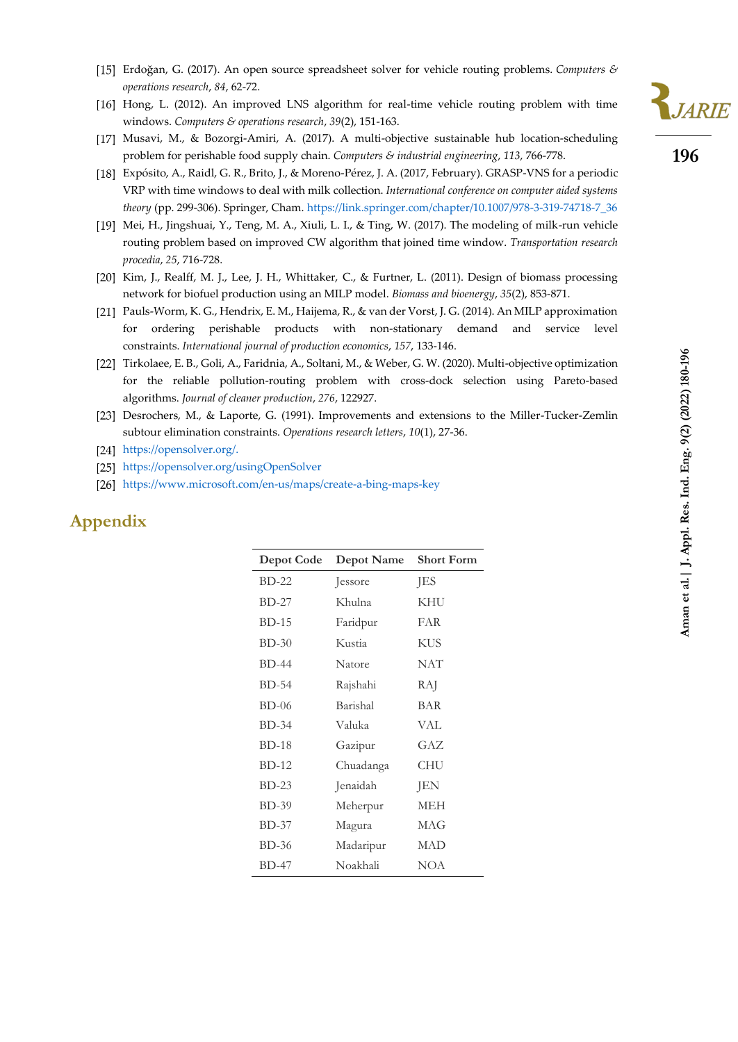[15] Erdoğan, G. (2017). An open source spreadsheet solver for vehicle routing problems. *Computers & operations research*, *84*, 62-72.

[16] Hong, L. (2012). An improved LNS algorithm for real-time vehicle routing problem with time windows. *Computers & operations research*, *39*(2), 151-163.

[17] Musavi, M., & Bozorgi-Amiri, A. (2017). A multi-objective sustainable hub location-scheduling problem for perishable food supply chain. *Computers & industrial engineering*, *113*, 766-778.

[18] Expósito, A., Raidl, G. R., Brito, J., & Moreno-Pérez, J. A. (2017, February). GRASP-VNS for a periodic VRP with time windows to deal with milk collection. *International conference on computer aided systems theory* (pp. 299-306). Springer, Cham. https://link.springer.com/chapter/10.1007/978-3-319-74718-7_36

[19] Mei, H., Jingshuai, Y., Teng, M. A., Xiuli, L. I., & Ting, W. (2017). The modeling of milk-run vehicle routing problem based on improved CW algorithm that joined time window. *Transportation research procedia*, *25*, 716-728.

[20] Kim, J., Realff, M. J., Lee, J. H., Whittaker, C., & Furtner, L. (2011). Design of biomass processing network for biofuel production using an MILP model. *Biomass and bioenergy*, *35*(2), 853-871.

[21] Pauls-Worm, K. G., Hendrix, E. M., Haijema, R., & van der Vorst, J. G. (2014). An MILP approximation for ordering perishable products with non-stationary demand and service level constraints. *International journal of production economics*, *157*, 133-146.

[22] Tirkolaee, E. B., Goli, A., Faridnia, A., Soltani, M., & Weber, G. W. (2020). Multi-objective optimization for the reliable pollution-routing problem with cross-dock selection using Pareto-based algorithms. *Journal of cleaner production*, *276*, 122927.

[23] Desrochers, M., & Laporte, G. (1991). Improvements and extensions to the Miller-Tucker-Zemlin subtour elimination constraints. *Operations research letters*, *10*(1), 27-36.

[24] https://opensolver.org/.

[25] https://opensolver.org/usingOpenSolver

[26] https://www.microsoft.com/en-us/maps/create-a-bing-maps-key

## Appendix

| Depot Code | Depot Name | Short Form |
|---|---|---|
| BD-22 | Jessore | JES |
| BD-27 | Khulna | KHU |
| BD-15 | Faridpur | FAR |
| BD-30 | Kustia | KUS |
| BD-44 | Natore | NAT |
| BD-54 | Rajshahi | RAJ |
| BD-06 | Barishal | BAR |
| BD-34 | Valuka | VAL |
| BD-18 | Gazipur | GAZ |
| BD-12 | Chuadanga | CHU |
| BD-23 | Jenaidah | JEN |
| BD-39 | Meherpur | MEH |
| BD-37 | Magura | MAG |
| BD-36 | Madaripur | MAD |
| BD-47 | Noakhali | NOA |